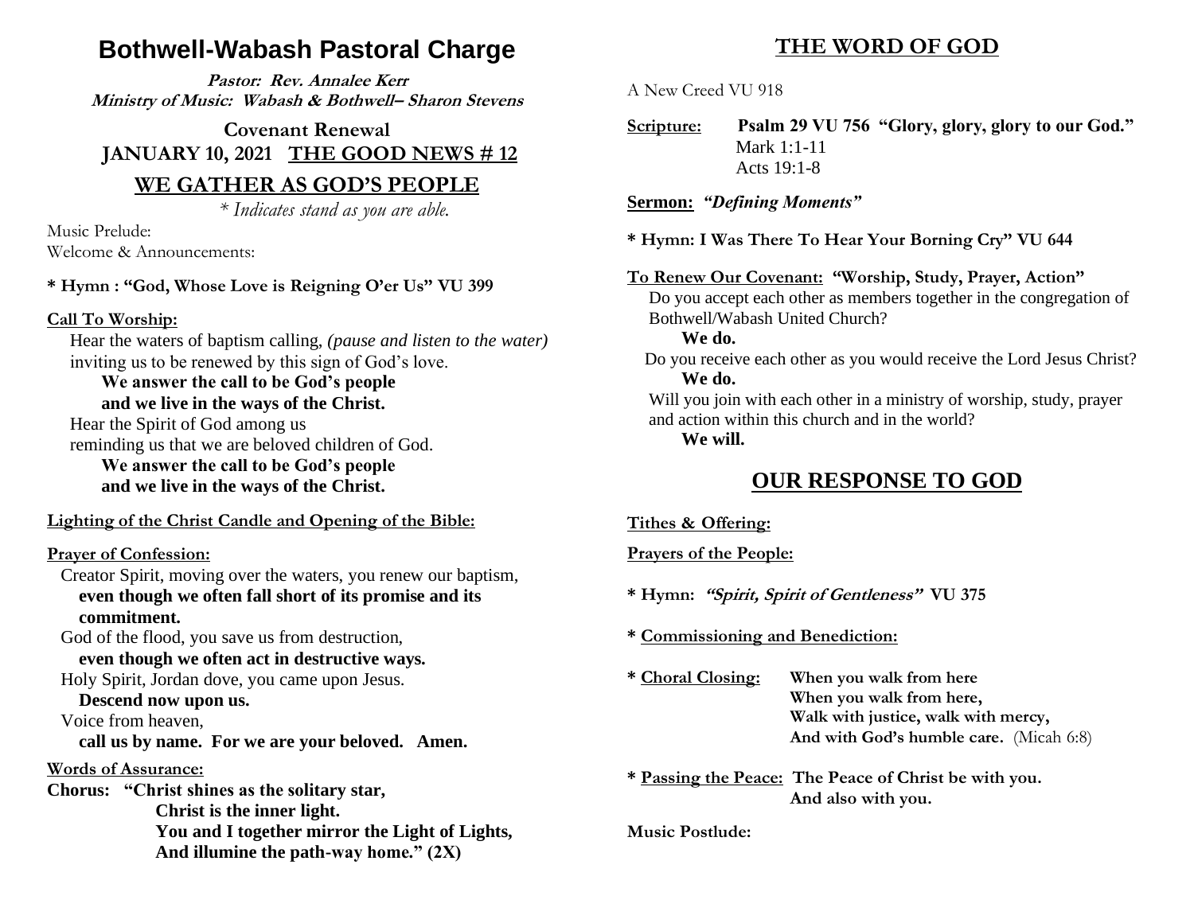# Bothwell-Wabash Pastoral Charge

**Pastor: Rev. Annalee Kerr**
**Ministry of Music: Wabash & Bothwell– Sharon Stevens**

**Covenant Renewal**
**JANUARY 10, 2021 THE GOOD NEWS # 12**

## WE GATHER AS GOD'S PEOPLE

*\* Indicates stand as you are able.*

Music Prelude:
Welcome & Announcements:

**\* Hymn : "God, Whose Love is Reigning O'er Us" VU 399**

**Call To Worship:**

Hear the waters of baptism calling, *(pause and listen to the water)*
inviting us to be renewed by this sign of God's love.
**We answer the call to be God's people**
**and we live in the ways of the Christ.**
Hear the Spirit of God among us
reminding us that we are beloved children of God.
**We answer the call to be God's people**
**and we live in the ways of the Christ.**

**Lighting of the Christ Candle and Opening of the Bible:**

**Prayer of Confession:**

Creator Spirit, moving over the waters, you renew our baptism,
**even though we often fall short of its promise and its commitment.**
God of the flood, you save us from destruction,
**even though we often act in destructive ways.**
Holy Spirit, Jordan dove, you came upon Jesus.
**Descend now upon us.**
Voice from heaven,
**call us by name. For we are your beloved. Amen.**

**Words of Assurance:**

**Chorus: "Christ shines as the solitary star,**
**Christ is the inner light.**
**You and I together mirror the Light of Lights,**
**And illumine the path-way home." (2X)**

## THE WORD OF GOD

A New Creed VU 918

**Scripture:** **Psalm 29 VU 756 "Glory, glory, glory to our God."**
Mark 1:1-11
Acts 19:1-8

**Sermon:** ***"Defining Moments"***

**\* Hymn: I Was There To Hear Your Borning Cry" VU 644**

**To Renew Our Covenant: "Worship, Study, Prayer, Action"**

Do you accept each other as members together in the congregation of Bothwell/Wabash United Church?
**We do.**
Do you receive each other as you would receive the Lord Jesus Christ?
**We do.**
Will you join with each other in a ministry of worship, study, prayer and action within this church and in the world?
**We will.**

## OUR RESPONSE TO GOD

**Tithes & Offering:**

**Prayers of the People:**

**\* Hymn: *"Spirit, Spirit of Gentleness"* VU 375**

**\* Commissioning and Benediction:**

**\* Choral Closing:** **When you walk from here**
**When you walk from here,**
**Walk with justice, walk with mercy,**
**And with God's humble care.** (Micah 6:8)

**\* Passing the Peace: The Peace of Christ be with you.**
**And also with you.**

**Music Postlude:**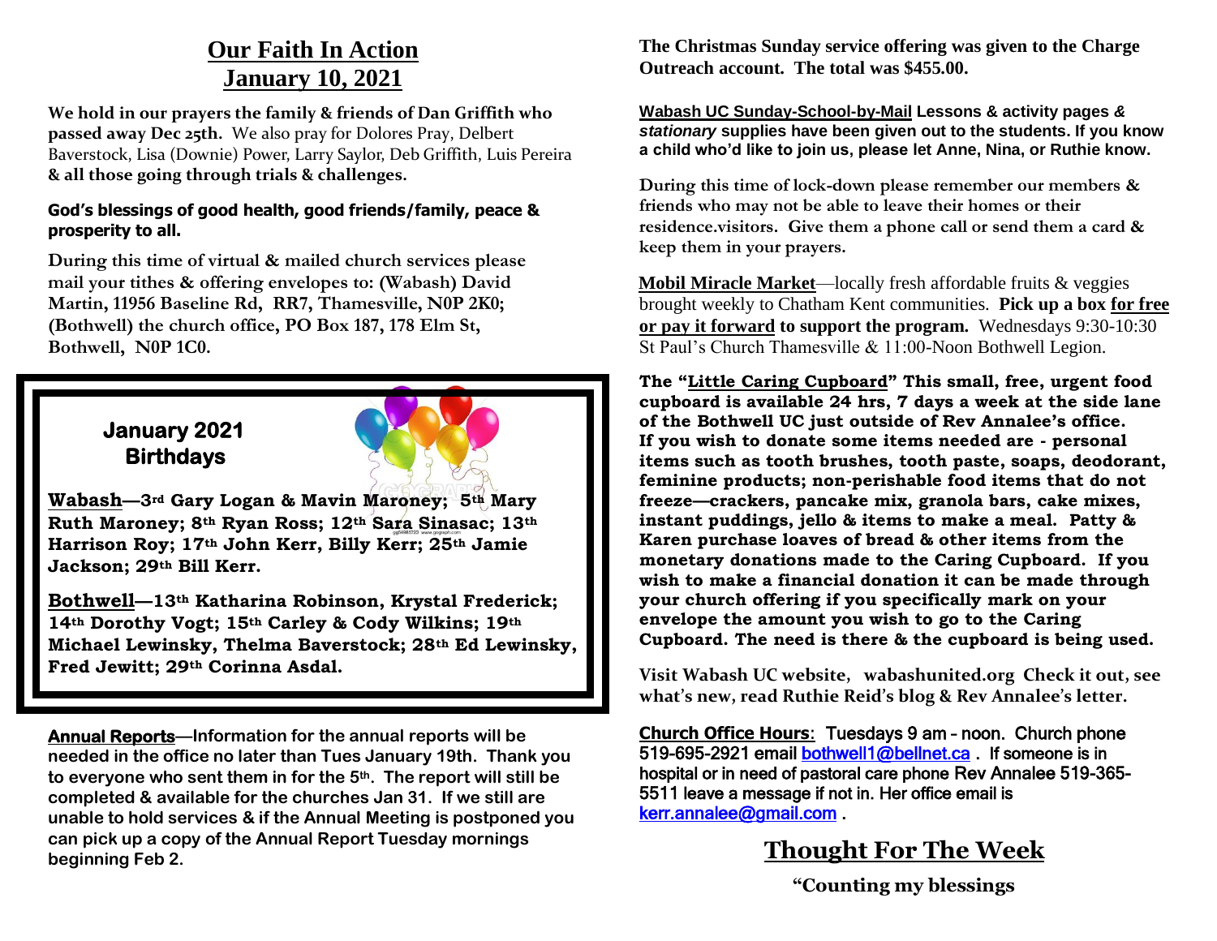# Our Faith In Action

# January 10, 2021

**We hold in our prayers the family & friends of Dan Griffith who passed away Dec 25th.** We also pray for Dolores Pray, Delbert Baverstock, Lisa (Downie) Power, Larry Saylor, Deb Griffith, Luis Pereira **& all those going through trials & challenges.**

**God's blessings of good health, good friends/family, peace & prosperity to all.**

**During this time of virtual & mailed church services please mail your tithes & offering envelopes to: (Wabash) David Martin, 11956 Baseline Rd, RR7, Thamesville, N0P 2K0; (Bothwell) the church office, PO Box 187, 178 Elm St, Bothwell, N0P 1C0.**

## January 2021 Birthdays

**Wabash—3rd Gary Logan & Mavin Maroney; 5th Mary Ruth Maroney; 8th Ryan Ross; 12th Sara Sinasac; 13th Harrison Roy; 17th John Kerr, Billy Kerr; 25th Jamie Jackson; 29th Bill Kerr.**

**Bothwell—13th Katharina Robinson, Krystal Frederick; 14th Dorothy Vogt; 15th Carley & Cody Wilkins; 19th Michael Lewinsky, Thelma Baverstock; 28th Ed Lewinsky, Fred Jewitt; 29th Corinna Asdal.**

**Annual Reports—Information for the annual reports will be needed in the office no later than Tues January 19th. Thank you to everyone who sent them in for the 5th. The report will still be completed & available for the churches Jan 31. If we still are unable to hold services & if the Annual Meeting is postponed you can pick up a copy of the Annual Report Tuesday mornings beginning Feb 2.**

**The Christmas Sunday service offering was given to the Charge Outreach account. The total was $455.00.**

**Wabash UC Sunday-School-by-Mail Lessons & activity pages *& stationary* supplies have been given out to the students. If you know a child who'd like to join us, please let Anne, Nina, or Ruthie know.**

**During this time of lock-down please remember our members & friends who may not be able to leave their homes or their residence.visitors. Give them a phone call or send them a card & keep them in your prayers.**

**Mobil Miracle Market**—locally fresh affordable fruits & veggies brought weekly to Chatham Kent communities. **Pick up a box for free or pay it forward to support the program.** Wednesdays 9:30-10:30 St Paul's Church Thamesville & 11:00-Noon Bothwell Legion.

**The "Little Caring Cupboard" This small, free, urgent food cupboard is available 24 hrs, 7 days a week at the side lane of the Bothwell UC just outside of Rev Annalee's office. If you wish to donate some items needed are - personal items such as tooth brushes, tooth paste, soaps, deodorant, feminine products; non-perishable food items that do not freeze—crackers, pancake mix, granola bars, cake mixes, instant puddings, jello & items to make a meal. Patty & Karen purchase loaves of bread & other items from the monetary donations made to the Caring Cupboard. If you wish to make a financial donation it can be made through your church offering if you specifically mark on your envelope the amount you wish to go to the Caring Cupboard. The need is there & the cupboard is being used.**

**Visit Wabash UC website, wabashunited.org Check it out, see what's new, read Ruthie Reid's blog & Rev Annalee's letter.**

**Church Office Hours**: Tuesdays 9 am – noon. Church phone 519-695-2921 email bothwell1@bellnet.ca . If someone is in hospital or in need of pastoral care phone Rev Annalee 519-365-5511 leave a message if not in. Her office email is kerr.annalee@gmail.com .

## Thought For The Week

**"Counting my blessings**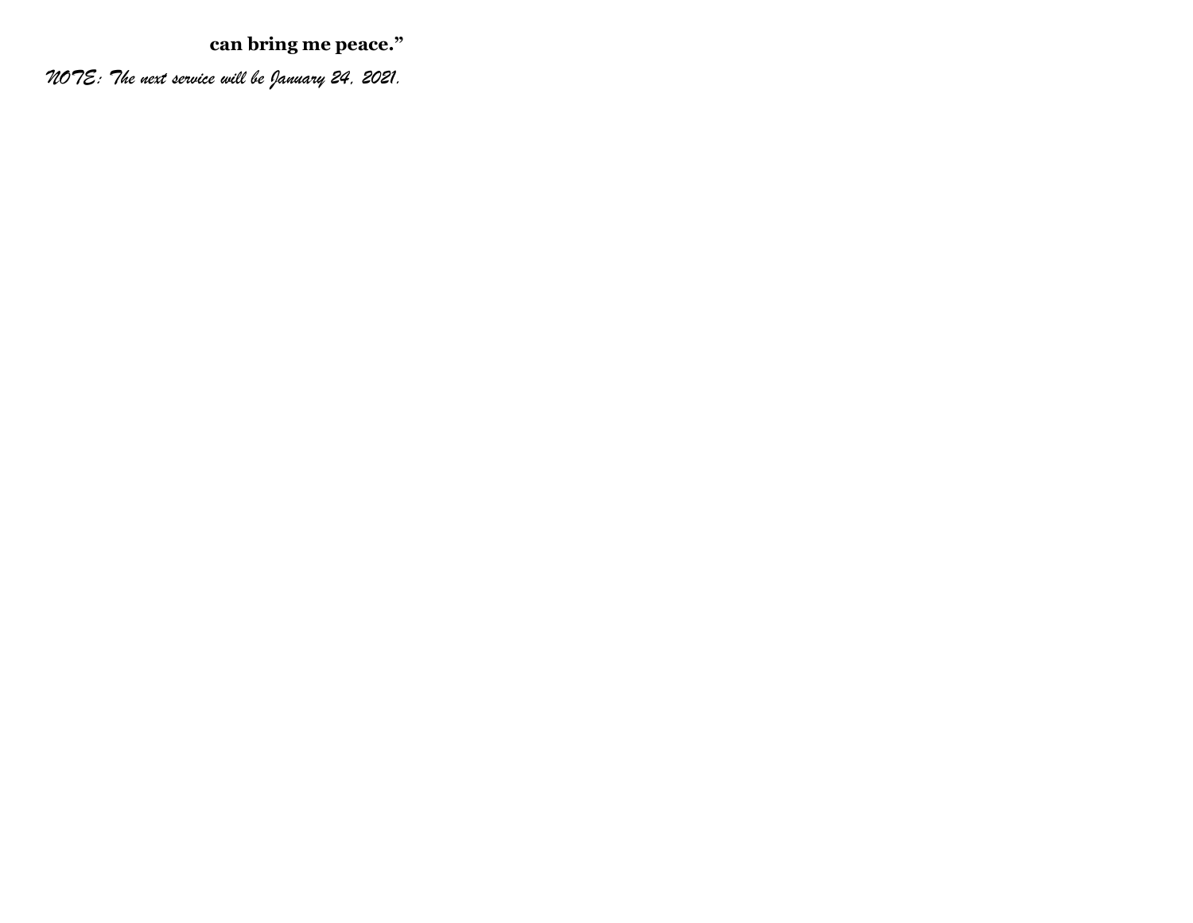**can bring me peace."**

*NOTE: The next service will be January 24, 2021.*